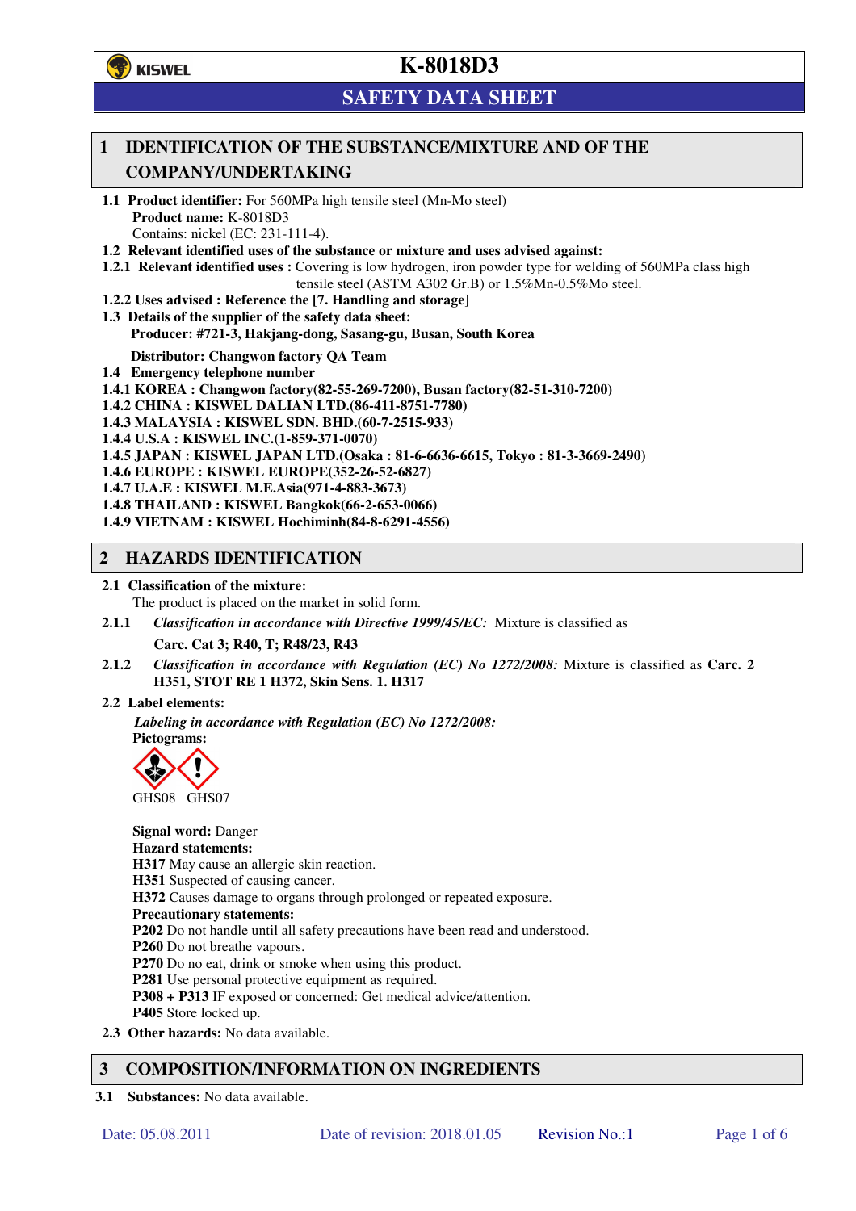# K-8018D3

## SAFETY DATA SHEET

## 1 IDENTIFICATION OF THE SUBSTANCE/MIXTURE AND OF THE COMPANY/UNDERTAKING

**1.1 Product identifier:** For 560MPa high tensile steel (Mn-Mo steel)
**Product name:** K-8018D3
Contains: nickel (EC: 231-111-4).

**1.2 Relevant identified uses of the substance or mixture and uses advised against:**

**1.2.1 Relevant identified uses :** Covering is low hydrogen, iron powder type for welding of 560MPa class high tensile steel (ASTM A302 Gr.B) or 1.5%Mn-0.5%Mo steel.

**1.2.2 Uses advised : Reference the [7. Handling and storage]**

**1.3 Details of the supplier of the safety data sheet:**
**Producer: #721-3, Hakjang-dong, Sasang-gu, Busan, South Korea**

**Distributor: Changwon factory QA Team**

**1.4 Emergency telephone number**

**1.4.1 KOREA : Changwon factory(82-55-269-7200), Busan factory(82-51-310-7200)**
**1.4.2 CHINA : KISWEL DALIAN LTD.(86-411-8751-7780)**
**1.4.3 MALAYSIA : KISWEL SDN. BHD.(60-7-2515-933)**
**1.4.4 U.S.A : KISWEL INC.(1-859-371-0070)**
**1.4.5 JAPAN : KISWEL JAPAN LTD.(Osaka : 81-6-6636-6615, Tokyo : 81-3-3669-2490)**
**1.4.6 EUROPE : KISWEL EUROPE(352-26-52-6827)**
**1.4.7 U.A.E : KISWEL M.E.Asia(971-4-883-3673)**
**1.4.8 THAILAND : KISWEL Bangkok(66-2-653-0066)**
**1.4.9 VIETNAM : KISWEL Hochiminh(84-8-6291-4556)**

## 2 HAZARDS IDENTIFICATION

**2.1 Classification of the mixture:**
The product is placed on the market in solid form.

**2.1.1** *Classification in accordance with Directive 1999/45/EC:* Mixture is classified as

**Carc. Cat 3; R40, T; R48/23, R43**

**2.1.2** *Classification in accordance with Regulation (EC) No 1272/2008:* Mixture is classified as **Carc. 2 H351, STOT RE 1 H372, Skin Sens. 1. H317**

**2.2 Label elements:**

*Labeling in accordance with Regulation (EC) No 1272/2008:*
**Pictograms:**

GHS08 GHS07

**Signal word:** Danger
**Hazard statements:**
**H317** May cause an allergic skin reaction.
**H351** Suspected of causing cancer.
**H372** Causes damage to organs through prolonged or repeated exposure.
**Precautionary statements:**
**P202** Do not handle until all safety precautions have been read and understood.
**P260** Do not breathe vapours.
**P270** Do no eat, drink or smoke when using this product.
**P281** Use personal protective equipment as required.
**P308 + P313** IF exposed or concerned: Get medical advice/attention.
**P405** Store locked up.

**2.3 Other hazards:** No data available.

## 3 COMPOSITION/INFORMATION ON INGREDIENTS

**3.1 Substances:** No data available.

Date: 05.08.2011 Date of revision: 2018.01.05 Revision No.:1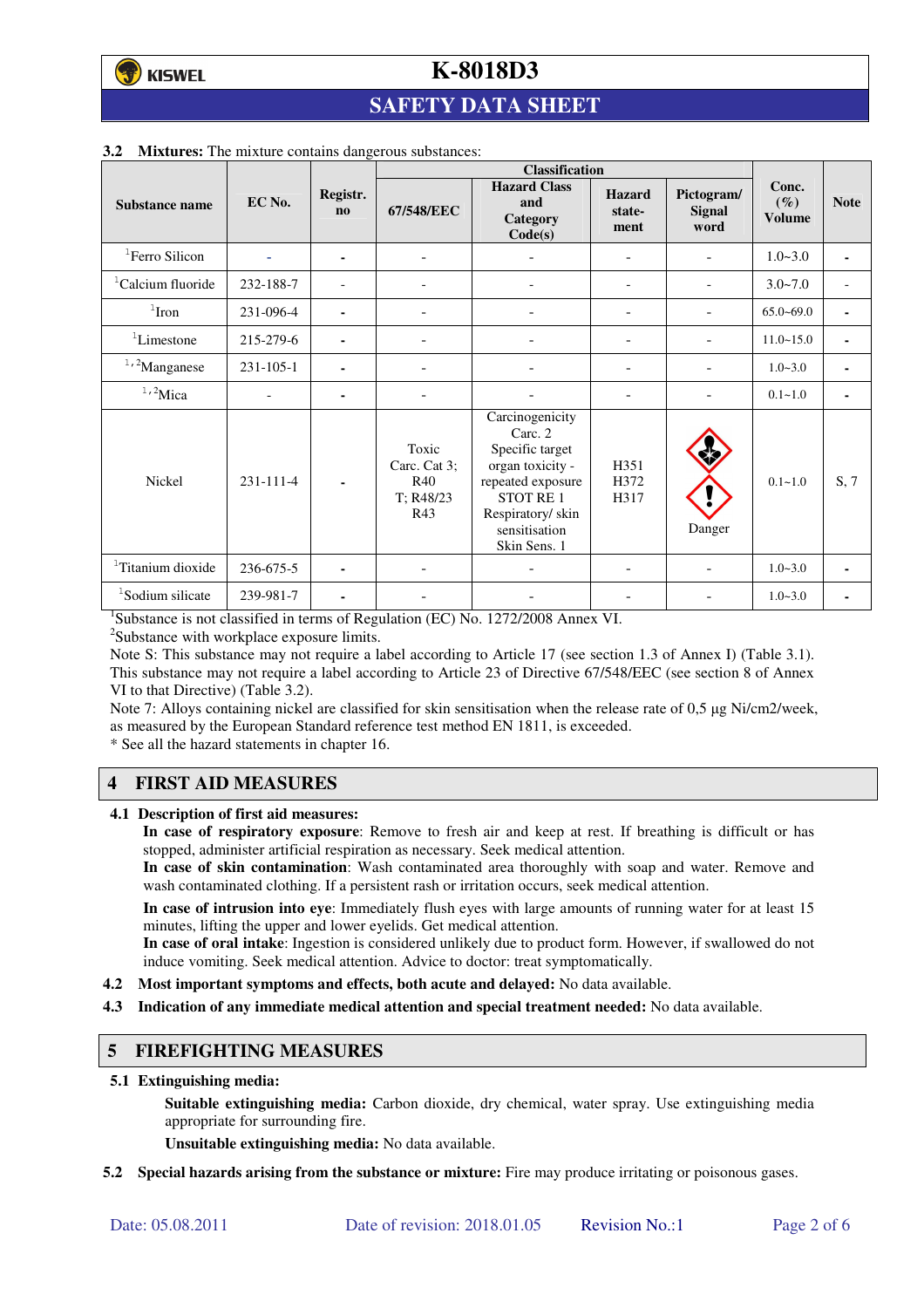### 3.2 **Mixtures:** The mixture contains dangerous substances:

| Substance name | EC No. | Registr. no | Classification | | | | Conc. (%) Volume | Note |
|---|---|---|---|---|---|---|---|---|
| | | | 67/548/EEC | Hazard Class and Category Code(s) | Hazard state-ment | Pictogram/ Signal word | | |
| [1]Ferro Silicon | - | - | - | - | - | - | 1.0~3.0 | - |
| [1]Calcium fluoride | 232-188-7 | - | - | - | - | - | 3.0~7.0 | - |
| [1]Iron | 231-096-4 | - | - | - | - | - | 65.0~69.0 | - |
| [1]Limestone | 215-279-6 | - | - | - | - | - | 11.0~15.0 | - |
| [1,2]Manganese | 231-105-1 | - | - | - | - | - | 1.0~3.0 | - |
| [1,2]Mica | - | - | - | - | - | - | 0.1~1.0 | - |
| Nickel | 231-111-4 | - | Toxic Carc. Cat 3; R40 T; R48/23 R43 | Carcinogenicity Carc. 2 Specific target organ toxicity - repeated exposure STOT RE 1 Respiratory/ skin sensitisation Skin Sens. 1 | H351 H372 H317 | Danger | 0.1~1.0 | S, 7 |
| [1]Titanium dioxide | 236-675-5 | - | - | - | - | - | 1.0~3.0 | - |
| [1]Sodium silicate | 239-981-7 | - | - | - | - | - | 1.0~3.0 | - |

[1]Substance is not classified in terms of Regulation (EC) No. 1272/2008 Annex VI.
[2]Substance with workplace exposure limits.
Note S: This substance may not require a label according to Article 17 (see section 1.3 of Annex I) (Table 3.1). This substance may not require a label according to Article 23 of Directive 67/548/EEC (see section 8 of Annex VI to that Directive) (Table 3.2).
Note 7: Alloys containing nickel are classified for skin sensitisation when the release rate of 0,5 µg Ni/cm2/week, as measured by the European Standard reference test method EN 1811, is exceeded.
* See all the hazard statements in chapter 16.

## 4 FIRST AID MEASURES

### 4.1 Description of first aid measures:

**In case of respiratory exposure**: Remove to fresh air and keep at rest. If breathing is difficult or has stopped, administer artificial respiration as necessary. Seek medical attention.
**In case of skin contamination**: Wash contaminated area thoroughly with soap and water. Remove and wash contaminated clothing. If a persistent rash or irritation occurs, seek medical attention.

**In case of intrusion into eye**: Immediately flush eyes with large amounts of running water for at least 15 minutes, lifting the upper and lower eyelids. Get medical attention.
**In case of oral intake**: Ingestion is considered unlikely due to product form. However, if swallowed do not induce vomiting. Seek medical attention. Advice to doctor: treat symptomatically.

**4.2 Most important symptoms and effects, both acute and delayed:** No data available.

**4.3 Indication of any immediate medical attention and special treatment needed:** No data available.

## 5 FIREFIGHTING MEASURES

### 5.1 Extinguishing media:

**Suitable extinguishing media:** Carbon dioxide, dry chemical, water spray. Use extinguishing media appropriate for surrounding fire.

**Unsuitable extinguishing media:** No data available.

**5.2 Special hazards arising from the substance or mixture:** Fire may produce irritating or poisonous gases.

Date: 05.08.2011 Date of revision: 2018.01.05 Revision No.:1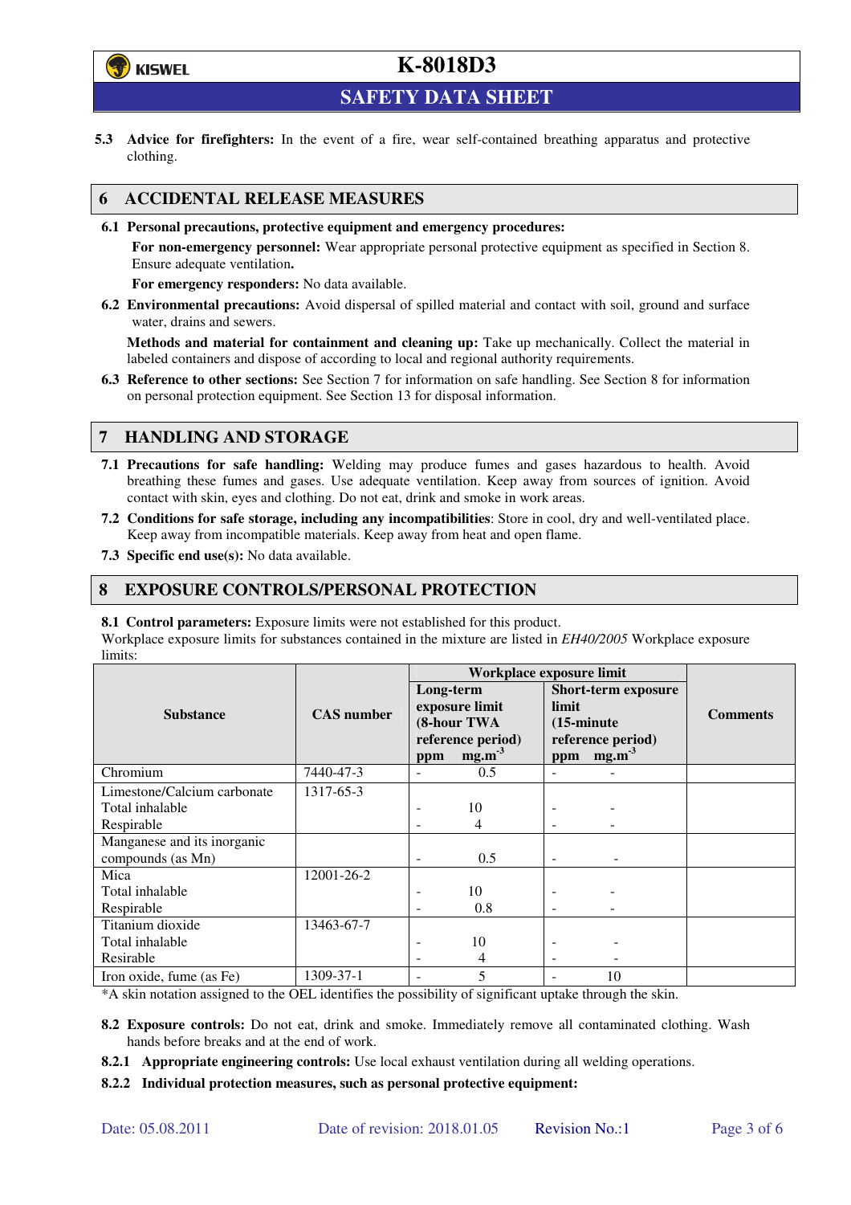**5.3 Advice for firefighters:** In the event of a fire, wear self-contained breathing apparatus and protective clothing.

## 6 ACCIDENTAL RELEASE MEASURES

**6.1 Personal precautions, protective equipment and emergency procedures:**

**For non-emergency personnel:** Wear appropriate personal protective equipment as specified in Section 8. Ensure adequate ventilation**.**

**For emergency responders:** No data available.

**6.2 Environmental precautions:** Avoid dispersal of spilled material and contact with soil, ground and surface water, drains and sewers.

**Methods and material for containment and cleaning up:** Take up mechanically. Collect the material in labeled containers and dispose of according to local and regional authority requirements.

**6.3 Reference to other sections:** See Section 7 for information on safe handling. See Section 8 for information on personal protection equipment. See Section 13 for disposal information.

## 7 HANDLING AND STORAGE

**7.1 Precautions for safe handling:** Welding may produce fumes and gases hazardous to health. Avoid breathing these fumes and gases. Use adequate ventilation. Keep away from sources of ignition. Avoid contact with skin, eyes and clothing. Do not eat, drink and smoke in work areas.

**7.2 Conditions for safe storage, including any incompatibilities**: Store in cool, dry and well-ventilated place. Keep away from incompatible materials. Keep away from heat and open flame.

**7.3 Specific end use(s):** No data available.

## 8 EXPOSURE CONTROLS/PERSONAL PROTECTION

**8.1 Control parameters:** Exposure limits were not established for this product.
Workplace exposure limits for substances contained in the mixture are listed in *EH40/2005* Workplace exposure limits:

| Substance | CAS number | Workplace exposure limit | | | | Comments |
|---|---|---|---|---|---|---|
| | | Long-term exposure limit (8-hour TWA reference period) | | Short-term exposure limit (15-minute reference period) | | |
| | | ppm | mg.m$^{-3}$ | ppm | mg.m$^{-3}$ | |
| Chromium | 7440-47-3 | - | 0.5 | - | - | |
| Limestone/Calcium carbonate | 1317-65-3 | | | | | |
| Total inhalable | | - | 10 | - | - | |
| Respirable | | - | 4 | - | - | |
| Manganese and its inorganic compounds (as Mn) | | - | 0.5 | - | - | |
| Mica | 12001-26-2 | | | | | |
| Total inhalable | | - | 10 | - | - | |
| Respirable | | - | 0.8 | - | - | |
| Titanium dioxide | 13463-67-7 | | | | | |
| Total inhalable | | - | 10 | - | - | |
| Resirable | | - | 4 | - | - | |
| Iron oxide, fume (as Fe) | 1309-37-1 | - | 5 | - | 10 | |

*A skin notation assigned to the OEL identifies the possibility of significant uptake through the skin.

**8.2 Exposure controls:** Do not eat, drink and smoke. Immediately remove all contaminated clothing. Wash hands before breaks and at the end of work.

**8.2.1 Appropriate engineering controls:** Use local exhaust ventilation during all welding operations.

**8.2.2 Individual protection measures, such as personal protective equipment:**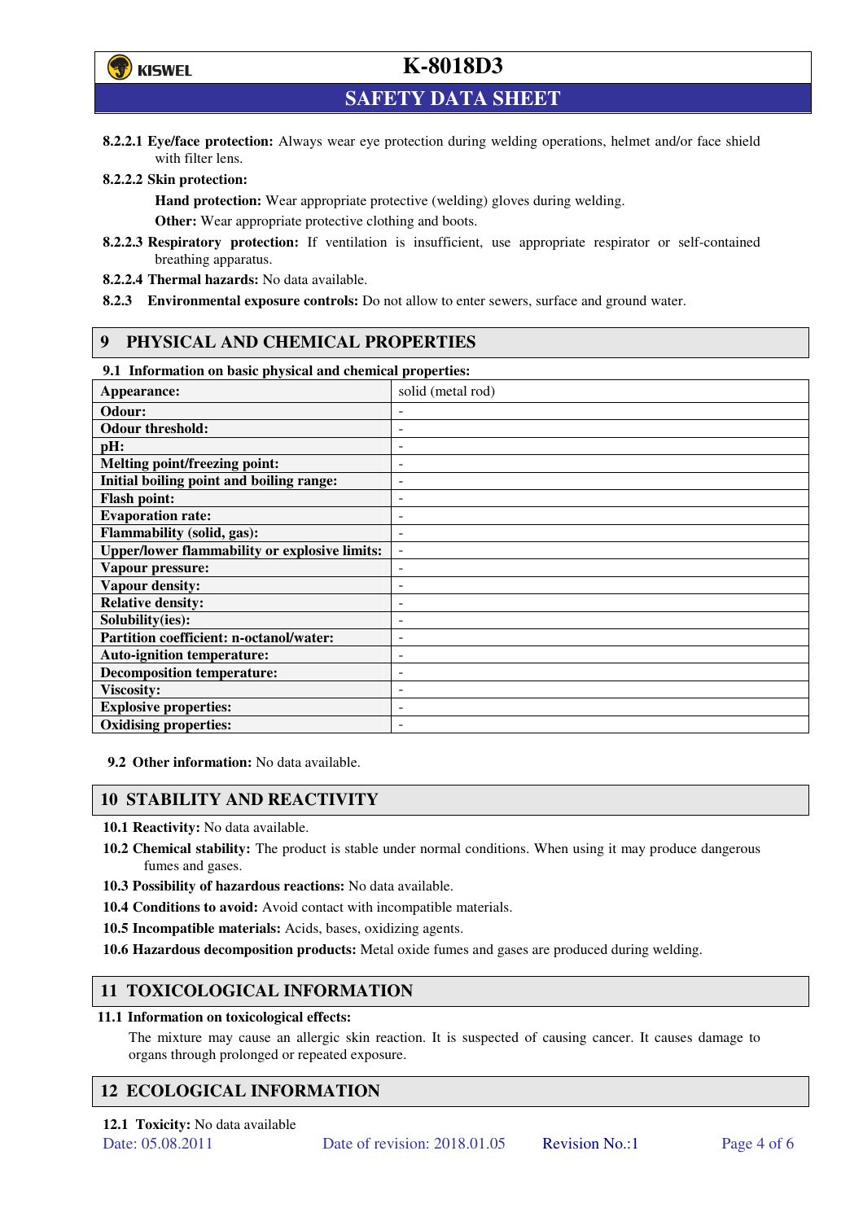**8.2.2.1 Eye/face protection:** Always wear eye protection during welding operations, helmet and/or face shield with filter lens.

**8.2.2.2 Skin protection:**

**Hand protection:** Wear appropriate protective (welding) gloves during welding.

**Other:** Wear appropriate protective clothing and boots.

**8.2.2.3 Respiratory protection:** If ventilation is insufficient, use appropriate respirator or self-contained breathing apparatus.

**8.2.2.4 Thermal hazards:** No data available.

**8.2.3 Environmental exposure controls:** Do not allow to enter sewers, surface and ground water.

## 9 PHYSICAL AND CHEMICAL PROPERTIES

**9.1 Information on basic physical and chemical properties:**

| | |
|---|---|
| **Appearance:** | solid (metal rod) |
| **Odour:** | - |
| **Odour threshold:** | - |
| **pH:** | - |
| **Melting point/freezing point:** | - |
| **Initial boiling point and boiling range:** | - |
| **Flash point:** | - |
| **Evaporation rate:** | - |
| **Flammability (solid, gas):** | - |
| **Upper/lower flammability or explosive limits:** | - |
| **Vapour pressure:** | - |
| **Vapour density:** | - |
| **Relative density:** | - |
| **Solubility(ies):** | - |
| **Partition coefficient: n-octanol/water:** | - |
| **Auto-ignition temperature:** | - |
| **Decomposition temperature:** | - |
| **Viscosity:** | - |
| **Explosive properties:** | - |
| **Oxidising properties:** | - |

**9.2 Other information:** No data available.

## 10 STABILITY AND REACTIVITY

**10.1 Reactivity:** No data available.

**10.2 Chemical stability:** The product is stable under normal conditions. When using it may produce dangerous fumes and gases.

**10.3 Possibility of hazardous reactions:** No data available.

**10.4 Conditions to avoid:** Avoid contact with incompatible materials.

**10.5 Incompatible materials:** Acids, bases, oxidizing agents.

**10.6 Hazardous decomposition products:** Metal oxide fumes and gases are produced during welding.

## 11 TOXICOLOGICAL INFORMATION

**11.1 Information on toxicological effects:**

The mixture may cause an allergic skin reaction. It is suspected of causing cancer. It causes damage to organs through prolonged or repeated exposure.

## 12 ECOLOGICAL INFORMATION

**12.1 Toxicity:** No data available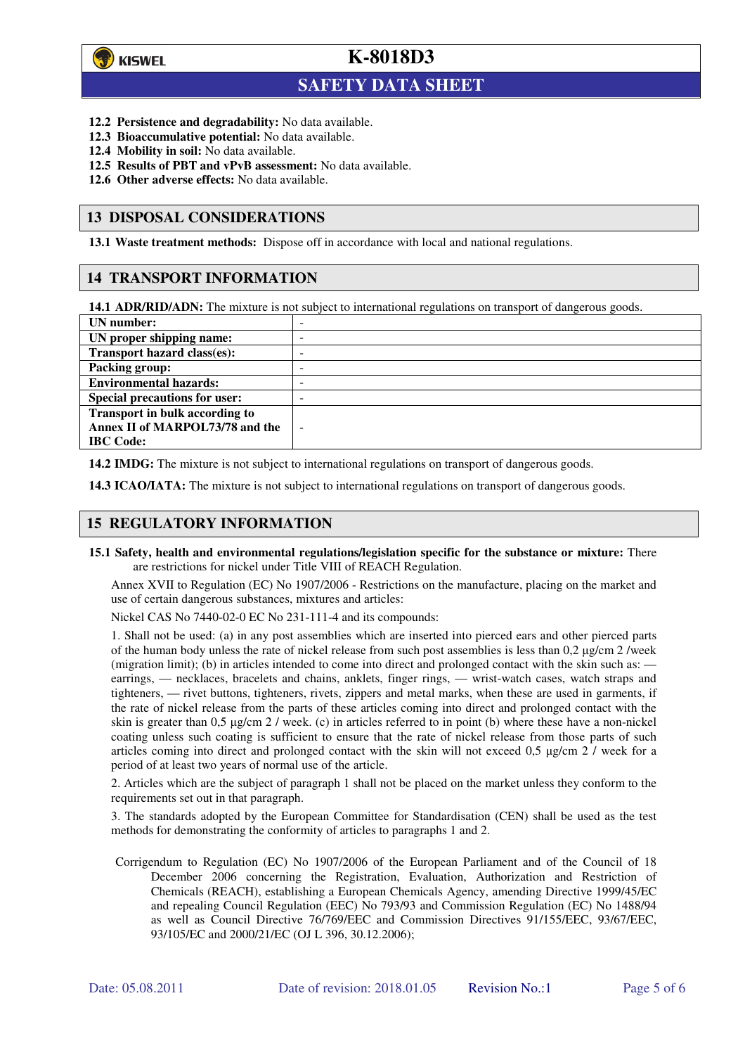**12.2 Persistence and degradability:** No data available.
**12.3 Bioaccumulative potential:** No data available.
**12.4 Mobility in soil:** No data available.
**12.5 Results of PBT and vPvB assessment:** No data available.
**12.6 Other adverse effects:** No data available.

## 13 DISPOSAL CONSIDERATIONS

**13.1 Waste treatment methods:** Dispose off in accordance with local and national regulations.

## 14 TRANSPORT INFORMATION

**14.1 ADR/RID/ADN:** The mixture is not subject to international regulations on transport of dangerous goods.

| | |
|---|---|
| **UN number:** | - |
| **UN proper shipping name:** | - |
| **Transport hazard class(es):** | - |
| **Packing group:** | - |
| **Environmental hazards:** | - |
| **Special precautions for user:** | - |
| **Transport in bulk according to Annex II of MARPOL73/78 and the IBC Code:** | - |

**14.2 IMDG:** The mixture is not subject to international regulations on transport of dangerous goods.

**14.3 ICAO/IATA:** The mixture is not subject to international regulations on transport of dangerous goods.

## 15 REGULATORY INFORMATION

**15.1 Safety, health and environmental regulations/legislation specific for the substance or mixture:** There are restrictions for nickel under Title VIII of REACH Regulation.

Annex XVII to Regulation (EC) No 1907/2006 - Restrictions on the manufacture, placing on the market and use of certain dangerous substances, mixtures and articles:

Nickel CAS No 7440-02-0 EC No 231-111-4 and its compounds:

1. Shall not be used: (a) in any post assemblies which are inserted into pierced ears and other pierced parts of the human body unless the rate of nickel release from such post assemblies is less than 0,2 µg/cm 2 /week (migration limit); (b) in articles intended to come into direct and prolonged contact with the skin such as: — earrings, — necklaces, bracelets and chains, anklets, finger rings, — wrist-watch cases, watch straps and tighteners, — rivet buttons, tighteners, rivets, zippers and metal marks, when these are used in garments, if the rate of nickel release from the parts of these articles coming into direct and prolonged contact with the skin is greater than 0,5 µg/cm 2 / week. (c) in articles referred to in point (b) where these have a non-nickel coating unless such coating is sufficient to ensure that the rate of nickel release from those parts of such articles coming into direct and prolonged contact with the skin will not exceed 0,5 µg/cm 2 / week for a period of at least two years of normal use of the article.

2. Articles which are the subject of paragraph 1 shall not be placed on the market unless they conform to the requirements set out in that paragraph.

3. The standards adopted by the European Committee for Standardisation (CEN) shall be used as the test methods for demonstrating the conformity of articles to paragraphs 1 and 2.

Corrigendum to Regulation (EC) No 1907/2006 of the European Parliament and of the Council of 18 December 2006 concerning the Registration, Evaluation, Authorization and Restriction of Chemicals (REACH), establishing a European Chemicals Agency, amending Directive 1999/45/EC and repealing Council Regulation (EEC) No 793/93 and Commission Regulation (EC) No 1488/94 as well as Council Directive 76/769/EEC and Commission Directives 91/155/EEC, 93/67/EEC, 93/105/EC and 2000/21/EC (OJ L 396, 30.12.2006);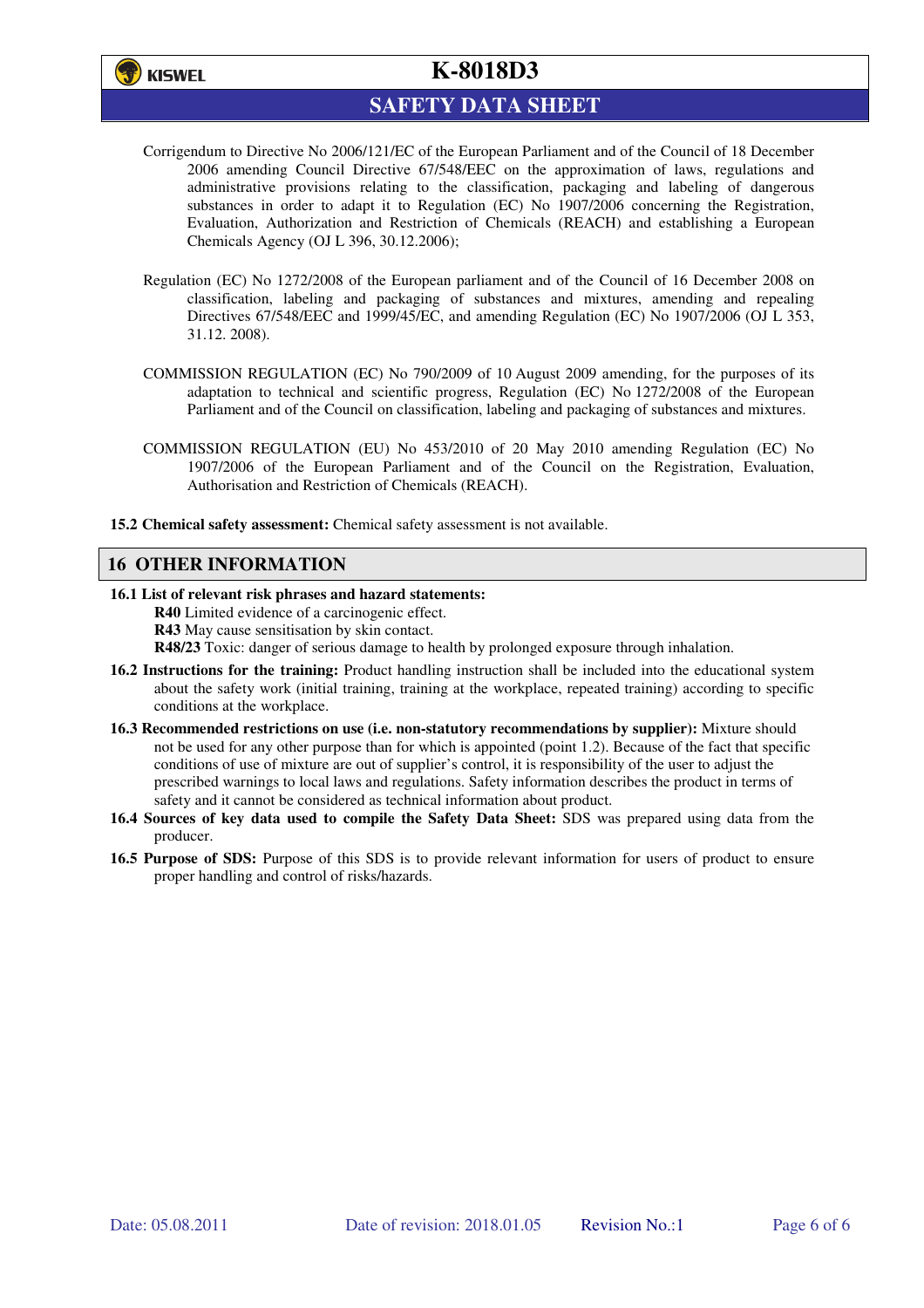Corrigendum to Directive No 2006/121/EC of the European Parliament and of the Council of 18 December 2006 amending Council Directive 67/548/EEC on the approximation of laws, regulations and administrative provisions relating to the classification, packaging and labeling of dangerous substances in order to adapt it to Regulation (EC) No 1907/2006 concerning the Registration, Evaluation, Authorization and Restriction of Chemicals (REACH) and establishing a European Chemicals Agency (OJ L 396, 30.12.2006);

Regulation (EC) No 1272/2008 of the European parliament and of the Council of 16 December 2008 on classification, labeling and packaging of substances and mixtures, amending and repealing Directives 67/548/EEC and 1999/45/EC, and amending Regulation (EC) No 1907/2006 (OJ L 353, 31.12. 2008).

COMMISSION REGULATION (EC) No 790/2009 of 10 August 2009 amending, for the purposes of its adaptation to technical and scientific progress, Regulation (EC) No 1272/2008 of the European Parliament and of the Council on classification, labeling and packaging of substances and mixtures.

COMMISSION REGULATION (EU) No 453/2010 of 20 May 2010 amending Regulation (EC) No 1907/2006 of the European Parliament and of the Council on the Registration, Evaluation, Authorisation and Restriction of Chemicals (REACH).

**15.2 Chemical safety assessment:** Chemical safety assessment is not available.

## 16 OTHER INFORMATION

**16.1 List of relevant risk phrases and hazard statements:**

**R40** Limited evidence of a carcinogenic effect.
**R43** May cause sensitisation by skin contact.
**R48/23** Toxic: danger of serious damage to health by prolonged exposure through inhalation.

**16.2 Instructions for the training:** Product handling instruction shall be included into the educational system about the safety work (initial training, training at the workplace, repeated training) according to specific conditions at the workplace.

**16.3 Recommended restrictions on use (i.e. non-statutory recommendations by supplier):** Mixture should not be used for any other purpose than for which is appointed (point 1.2). Because of the fact that specific conditions of use of mixture are out of supplier's control, it is responsibility of the user to adjust the prescribed warnings to local laws and regulations. Safety information describes the product in terms of safety and it cannot be considered as technical information about product.

**16.4 Sources of key data used to compile the Safety Data Sheet:** SDS was prepared using data from the producer.

**16.5 Purpose of SDS:** Purpose of this SDS is to provide relevant information for users of product to ensure proper handling and control of risks/hazards.